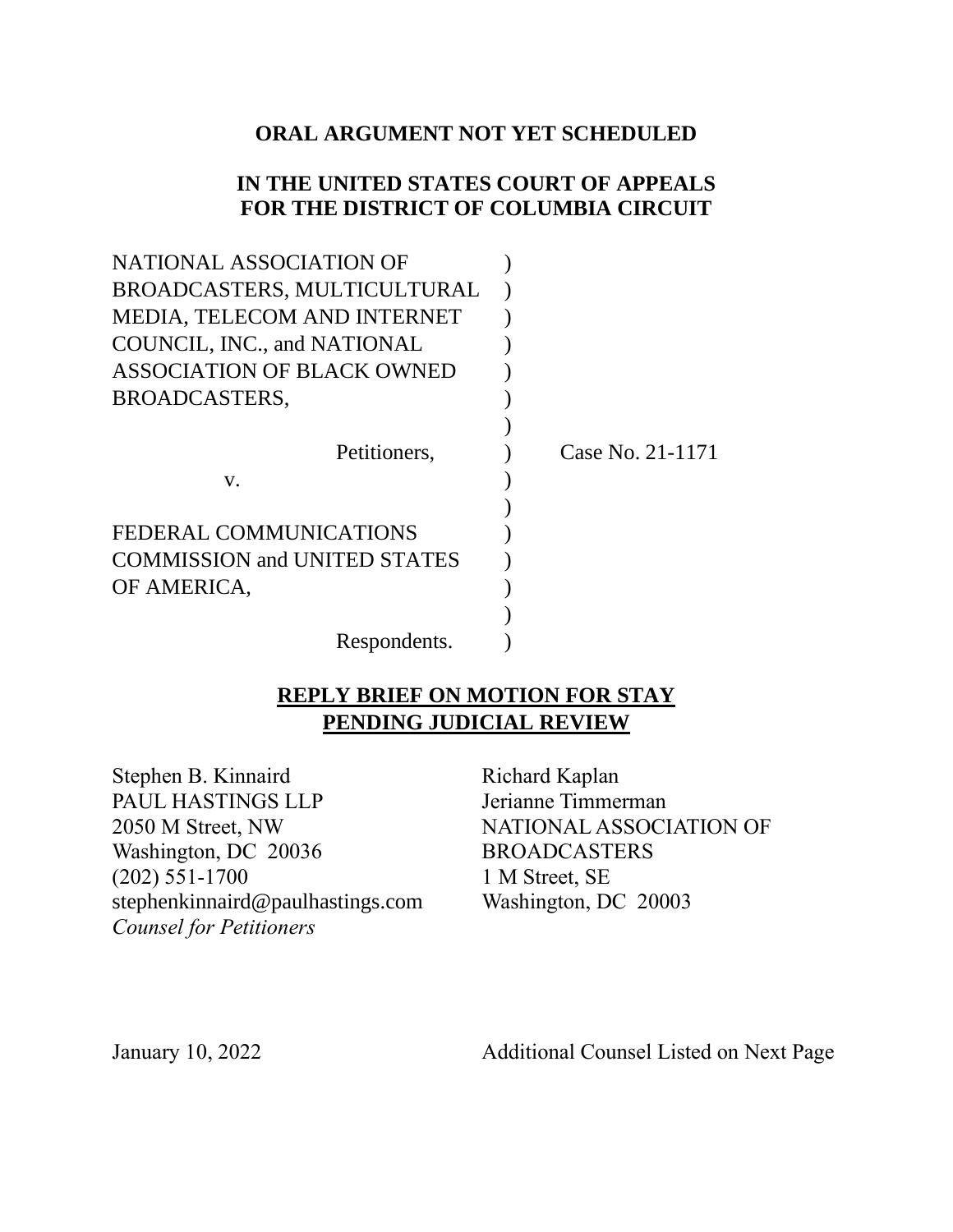**ORAL ARGUMENT NOT YET SCHEDULED**

**IN THE UNITED STATES COURT OF APPEALS**
**FOR THE DISTRICT OF COLUMBIA CIRCUIT**

| | | |
|---|---|---|
| NATIONAL ASSOCIATION OF BROADCASTERS, MULTICULTURAL MEDIA, TELECOM AND INTERNET COUNCIL, INC., and NATIONAL ASSOCIATION OF BLACK OWNED BROADCASTERS, | ) | |
| Petitioners, | ) | Case No. 21-1171 |
| v. | ) | |
| FEDERAL COMMUNICATIONS COMMISSION and UNITED STATES OF AMERICA, | ) | |
| Respondents. | ) | |

**<u>REPLY BRIEF ON MOTION FOR STAY PENDING JUDICIAL REVIEW</u>**

Stephen B. Kinnaird
PAUL HASTINGS LLP
2050 M Street, NW
Washington, DC 20036
(202) 551-1700
stephenkinnaird@paulhastings.com
*Counsel for Petitioners*

Richard Kaplan
Jerianne Timmerman
NATIONAL ASSOCIATION OF BROADCASTERS
1 M Street, SE
Washington, DC 20003

January 10, 2022

Additional Counsel Listed on Next Page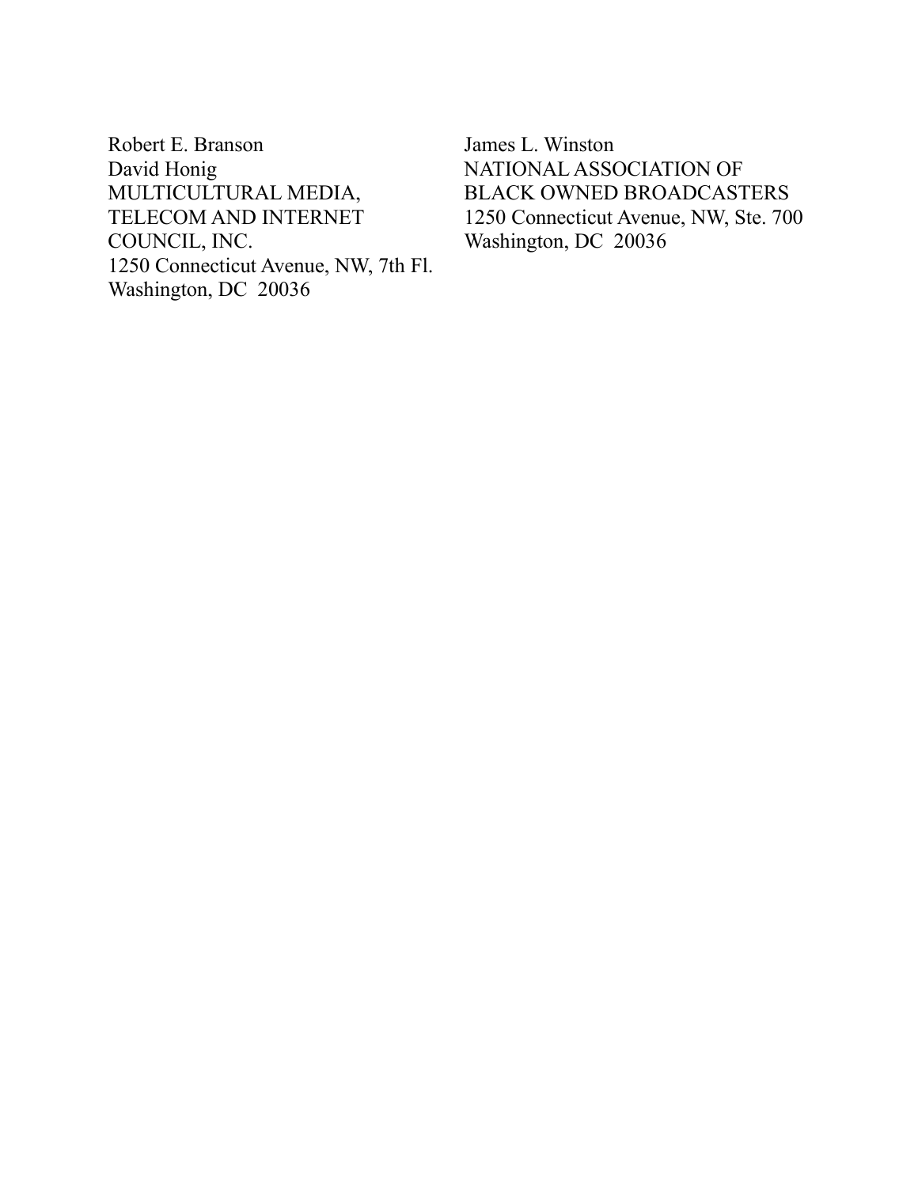Robert E. Branson
David Honig
MULTICULTURAL MEDIA,
TELECOM AND INTERNET
COUNCIL, INC.
1250 Connecticut Avenue, NW, 7th Fl.
Washington, DC 20036

James L. Winston
NATIONAL ASSOCIATION OF
BLACK OWNED BROADCASTERS
1250 Connecticut Avenue, NW, Ste. 700
Washington, DC 20036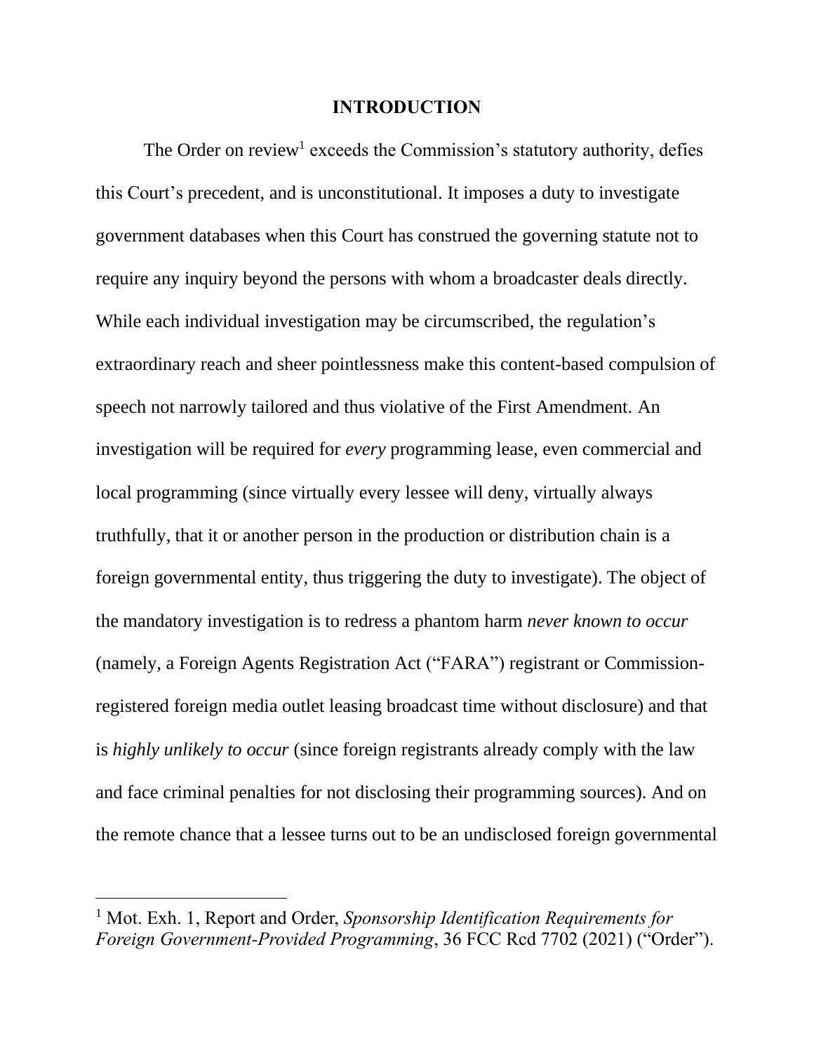# INTRODUCTION

The Order on review[1] exceeds the Commission's statutory authority, defies this Court's precedent, and is unconstitutional. It imposes a duty to investigate government databases when this Court has construed the governing statute not to require any inquiry beyond the persons with whom a broadcaster deals directly. While each individual investigation may be circumscribed, the regulation's extraordinary reach and sheer pointlessness make this content-based compulsion of speech not narrowly tailored and thus violative of the First Amendment. An investigation will be required for *every* programming lease, even commercial and local programming (since virtually every lessee will deny, virtually always truthfully, that it or another person in the production or distribution chain is a foreign governmental entity, thus triggering the duty to investigate). The object of the mandatory investigation is to redress a phantom harm *never known to occur* (namely, a Foreign Agents Registration Act ("FARA") registrant or Commission-registered foreign media outlet leasing broadcast time without disclosure) and that is *highly unlikely to occur* (since foreign registrants already comply with the law and face criminal penalties for not disclosing their programming sources). And on the remote chance that a lessee turns out to be an undisclosed foreign governmental

[1] Mot. Exh. 1, Report and Order, *Sponsorship Identification Requirements for Foreign Government-Provided Programming*, 36 FCC Rcd 7702 (2021) ("Order").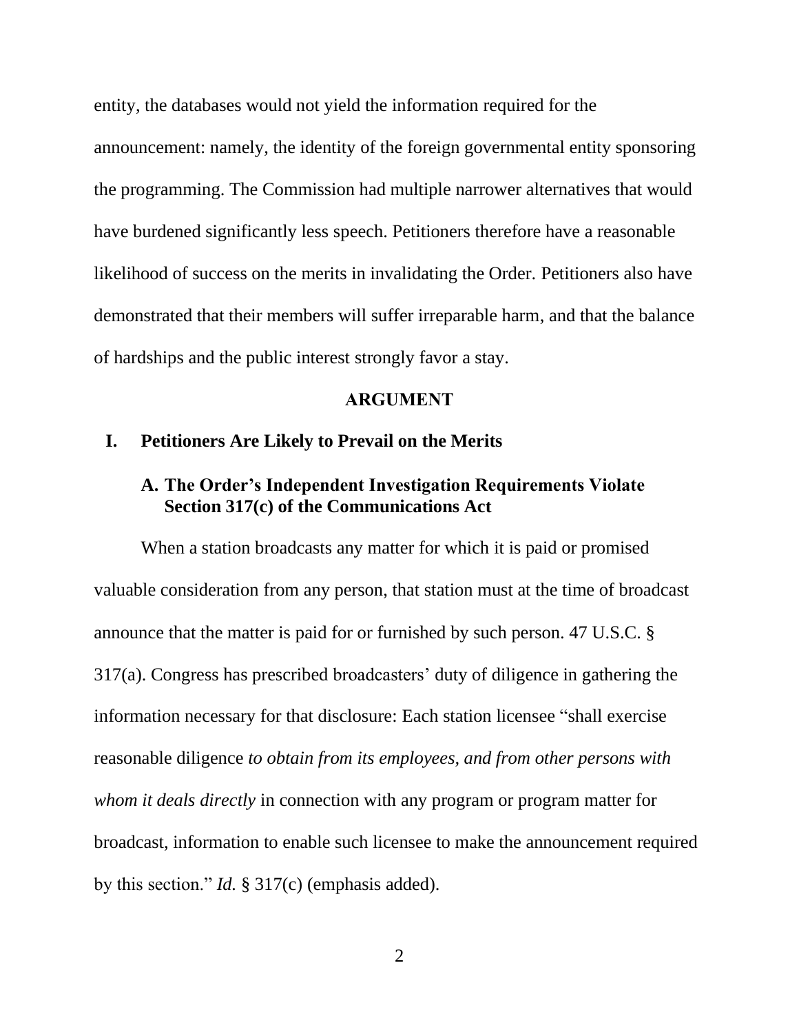entity, the databases would not yield the information required for the announcement: namely, the identity of the foreign governmental entity sponsoring the programming. The Commission had multiple narrower alternatives that would have burdened significantly less speech. Petitioners therefore have a reasonable likelihood of success on the merits in invalidating the Order. Petitioners also have demonstrated that their members will suffer irreparable harm, and that the balance of hardships and the public interest strongly favor a stay.

## ARGUMENT

### I. Petitioners Are Likely to Prevail on the Merits

#### A. The Order's Independent Investigation Requirements Violate Section 317(c) of the Communications Act

When a station broadcasts any matter for which it is paid or promised valuable consideration from any person, that station must at the time of broadcast announce that the matter is paid for or furnished by such person. 47 U.S.C. § 317(a). Congress has prescribed broadcasters' duty of diligence in gathering the information necessary for that disclosure: Each station licensee "shall exercise reasonable diligence *to obtain from its employees, and from other persons with whom it deals directly* in connection with any program or program matter for broadcast, information to enable such licensee to make the announcement required by this section." *Id.* § 317(c) (emphasis added).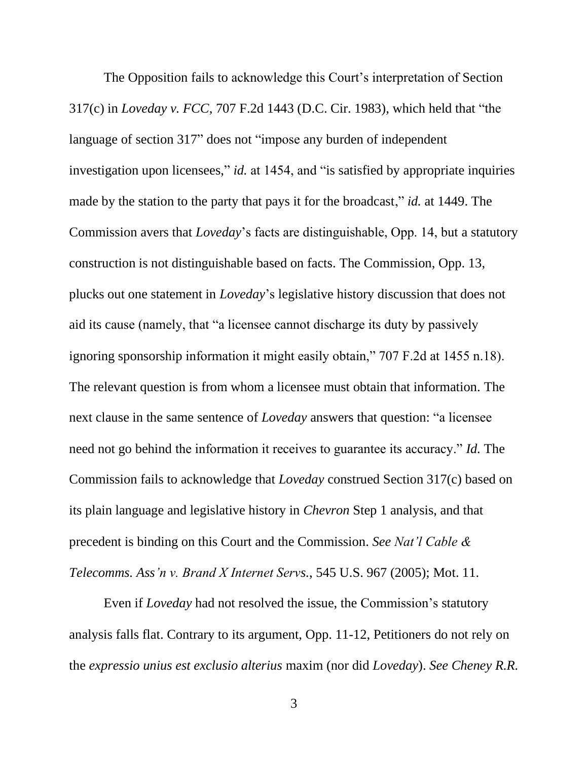The Opposition fails to acknowledge this Court's interpretation of Section 317(c) in *Loveday v. FCC*, 707 F.2d 1443 (D.C. Cir. 1983), which held that "the language of section 317" does not "impose any burden of independent investigation upon licensees," *id.* at 1454, and "is satisfied by appropriate inquiries made by the station to the party that pays it for the broadcast," *id.* at 1449. The Commission avers that *Loveday*'s facts are distinguishable, Opp. 14, but a statutory construction is not distinguishable based on facts. The Commission, Opp. 13, plucks out one statement in *Loveday*'s legislative history discussion that does not aid its cause (namely, that "a licensee cannot discharge its duty by passively ignoring sponsorship information it might easily obtain," 707 F.2d at 1455 n.18). The relevant question is from whom a licensee must obtain that information. The next clause in the same sentence of *Loveday* answers that question: "a licensee need not go behind the information it receives to guarantee its accuracy." *Id.* The Commission fails to acknowledge that *Loveday* construed Section 317(c) based on its plain language and legislative history in *Chevron* Step 1 analysis, and that precedent is binding on this Court and the Commission. *See Nat'l Cable & Telecomms. Ass'n v. Brand X Internet Servs.*, 545 U.S. 967 (2005); Mot. 11.

Even if *Loveday* had not resolved the issue, the Commission's statutory analysis falls flat. Contrary to its argument, Opp. 11-12, Petitioners do not rely on the *expressio unius est exclusio alterius* maxim (nor did *Loveday*). *See Cheney R.R.*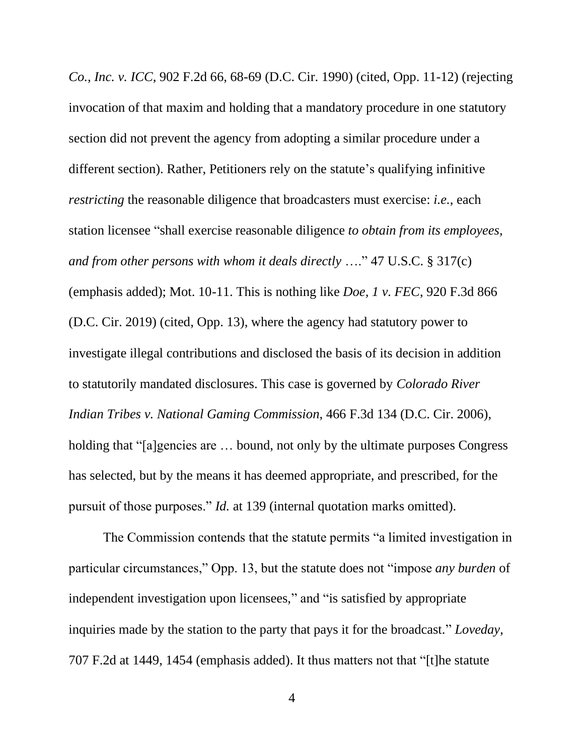*Co., Inc. v. ICC*, 902 F.2d 66, 68-69 (D.C. Cir. 1990) (cited, Opp. 11-12) (rejecting invocation of that maxim and holding that a mandatory procedure in one statutory section did not prevent the agency from adopting a similar procedure under a different section). Rather, Petitioners rely on the statute's qualifying infinitive *restricting* the reasonable diligence that broadcasters must exercise: *i.e.*, each station licensee "shall exercise reasonable diligence *to obtain from its employees, and from other persons with whom it deals directly* …." 47 U.S.C. § 317(c) (emphasis added); Mot. 10-11. This is nothing like *Doe, 1 v. FEC*, 920 F.3d 866 (D.C. Cir. 2019) (cited, Opp. 13), where the agency had statutory power to investigate illegal contributions and disclosed the basis of its decision in addition to statutorily mandated disclosures. This case is governed by *Colorado River Indian Tribes v. National Gaming Commission*, 466 F.3d 134 (D.C. Cir. 2006), holding that "[a]gencies are … bound, not only by the ultimate purposes Congress has selected, but by the means it has deemed appropriate, and prescribed, for the pursuit of those purposes." *Id.* at 139 (internal quotation marks omitted).

The Commission contends that the statute permits "a limited investigation in particular circumstances," Opp. 13, but the statute does not "impose *any burden* of independent investigation upon licensees," and "is satisfied by appropriate inquiries made by the station to the party that pays it for the broadcast." *Loveday*, 707 F.2d at 1449, 1454 (emphasis added). It thus matters not that "[t]he statute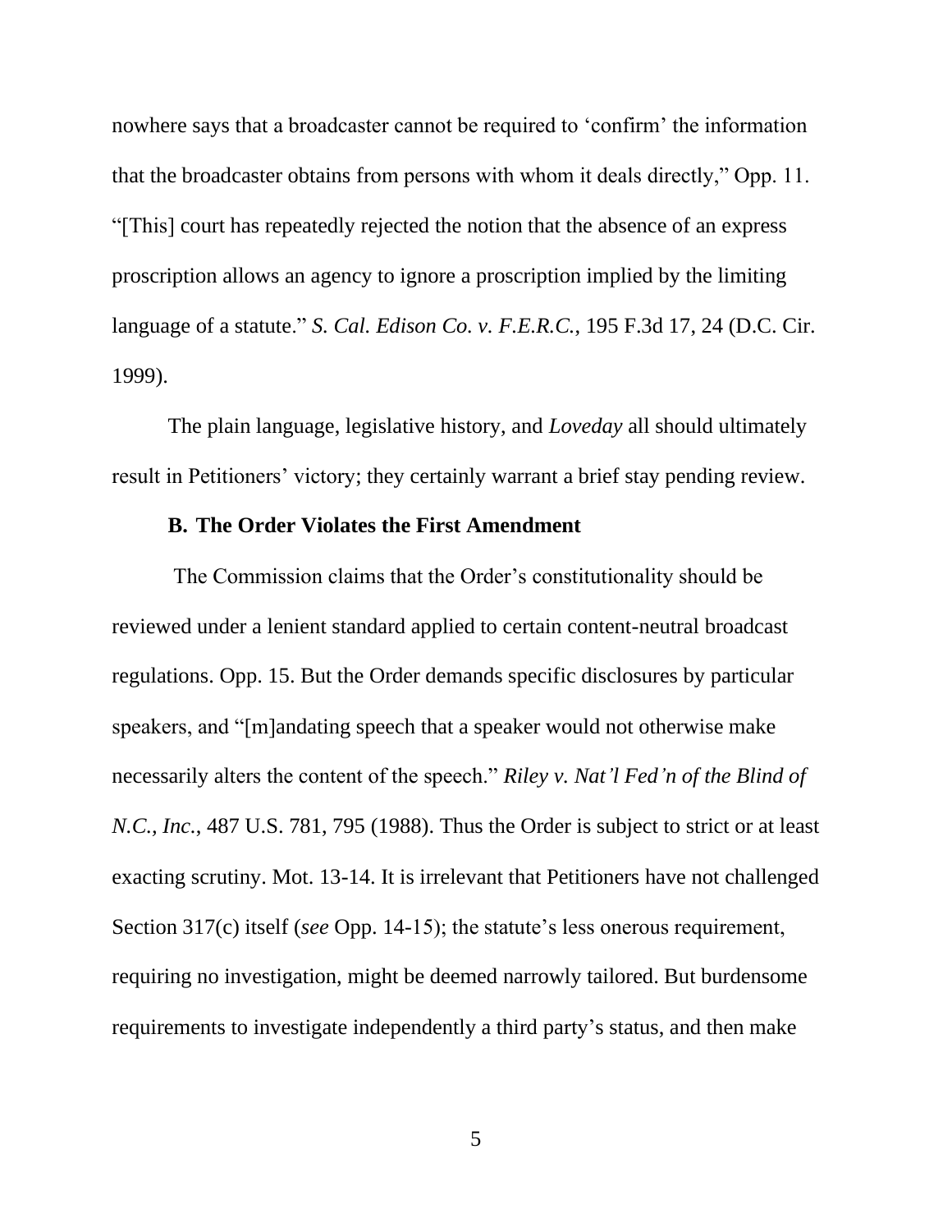nowhere says that a broadcaster cannot be required to 'confirm' the information that the broadcaster obtains from persons with whom it deals directly," Opp. 11. "[This] court has repeatedly rejected the notion that the absence of an express proscription allows an agency to ignore a proscription implied by the limiting language of a statute." *S. Cal. Edison Co. v. F.E.R.C.*, 195 F.3d 17, 24 (D.C. Cir. 1999).

The plain language, legislative history, and *Loveday* all should ultimately result in Petitioners' victory; they certainly warrant a brief stay pending review.

**B. The Order Violates the First Amendment**

The Commission claims that the Order's constitutionality should be reviewed under a lenient standard applied to certain content-neutral broadcast regulations. Opp. 15. But the Order demands specific disclosures by particular speakers, and "[m]andating speech that a speaker would not otherwise make necessarily alters the content of the speech." *Riley v. Nat'l Fed'n of the Blind of N.C., Inc.*, 487 U.S. 781, 795 (1988). Thus the Order is subject to strict or at least exacting scrutiny. Mot. 13-14. It is irrelevant that Petitioners have not challenged Section 317(c) itself (*see* Opp. 14-15); the statute's less onerous requirement, requiring no investigation, might be deemed narrowly tailored. But burdensome requirements to investigate independently a third party's status, and then make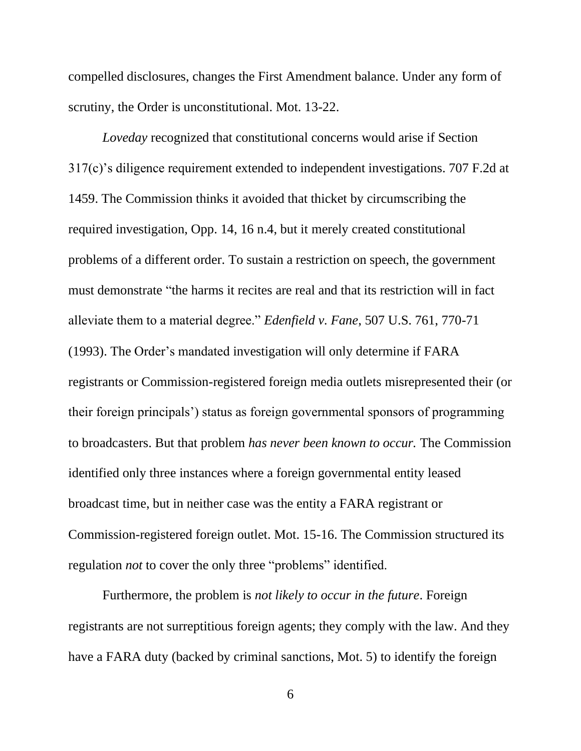compelled disclosures, changes the First Amendment balance. Under any form of scrutiny, the Order is unconstitutional. Mot. 13-22.

*Loveday* recognized that constitutional concerns would arise if Section 317(c)'s diligence requirement extended to independent investigations. 707 F.2d at 1459. The Commission thinks it avoided that thicket by circumscribing the required investigation, Opp. 14, 16 n.4, but it merely created constitutional problems of a different order. To sustain a restriction on speech, the government must demonstrate "the harms it recites are real and that its restriction will in fact alleviate them to a material degree." *Edenfield v. Fane*, 507 U.S. 761, 770-71 (1993). The Order's mandated investigation will only determine if FARA registrants or Commission-registered foreign media outlets misrepresented their (or their foreign principals') status as foreign governmental sponsors of programming to broadcasters. But that problem *has never been known to occur.* The Commission identified only three instances where a foreign governmental entity leased broadcast time, but in neither case was the entity a FARA registrant or Commission-registered foreign outlet. Mot. 15-16. The Commission structured its regulation *not* to cover the only three "problems" identified.

Furthermore, the problem is *not likely to occur in the future*. Foreign registrants are not surreptitious foreign agents; they comply with the law. And they have a FARA duty (backed by criminal sanctions, Mot. 5) to identify the foreign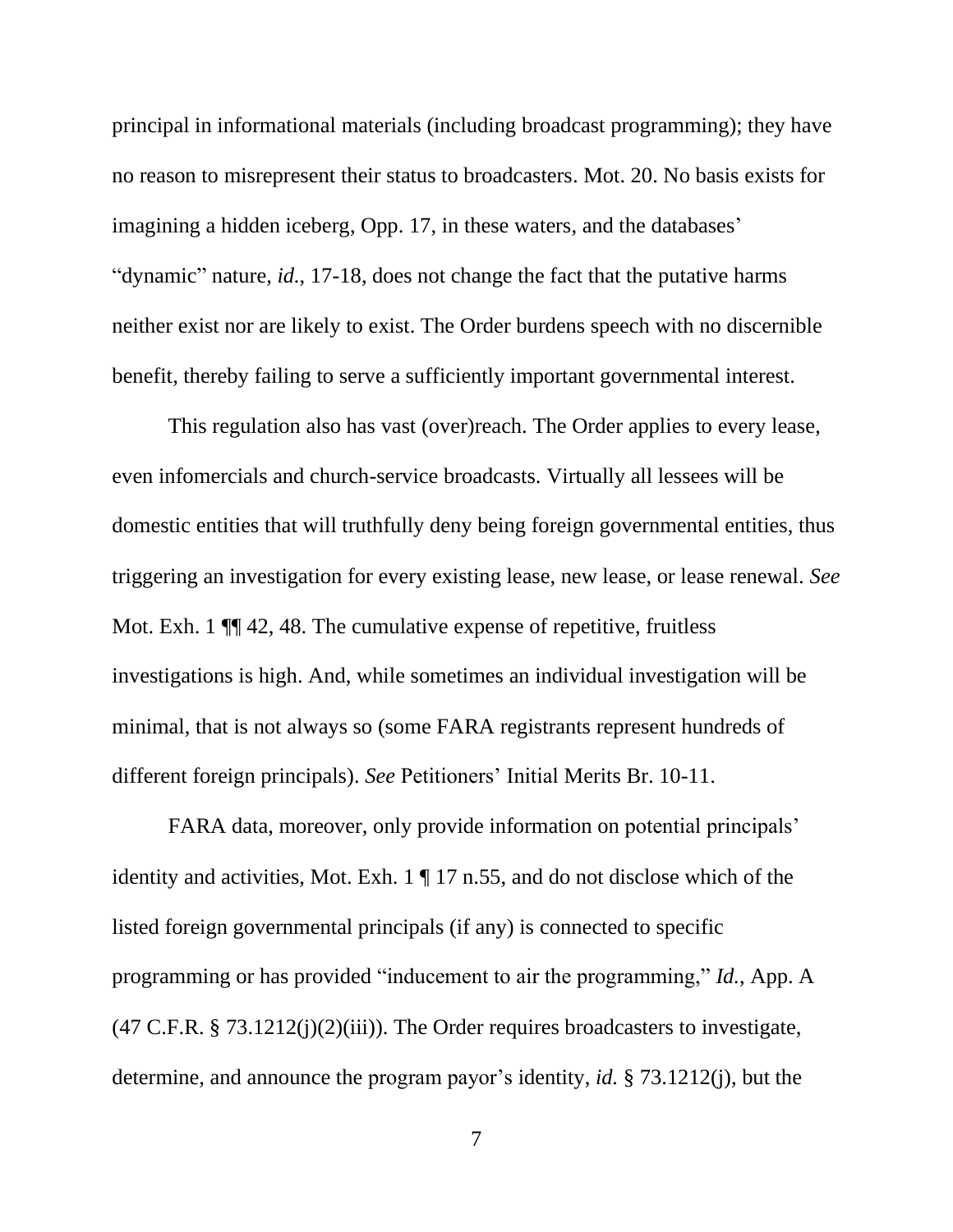principal in informational materials (including broadcast programming); they have no reason to misrepresent their status to broadcasters. Mot. 20. No basis exists for imagining a hidden iceberg, Opp. 17, in these waters, and the databases' "dynamic" nature, *id.*, 17-18, does not change the fact that the putative harms neither exist nor are likely to exist. The Order burdens speech with no discernible benefit, thereby failing to serve a sufficiently important governmental interest.

This regulation also has vast (over)reach. The Order applies to every lease, even infomercials and church-service broadcasts. Virtually all lessees will be domestic entities that will truthfully deny being foreign governmental entities, thus triggering an investigation for every existing lease, new lease, or lease renewal. *See* Mot. Exh. 1 ¶¶ 42, 48. The cumulative expense of repetitive, fruitless investigations is high. And, while sometimes an individual investigation will be minimal, that is not always so (some FARA registrants represent hundreds of different foreign principals). *See* Petitioners' Initial Merits Br. 10-11.

FARA data, moreover, only provide information on potential principals' identity and activities, Mot. Exh. 1 ¶ 17 n.55, and do not disclose which of the listed foreign governmental principals (if any) is connected to specific programming or has provided "inducement to air the programming," *Id.*, App. A (47 C.F.R. § 73.1212(j)(2)(iii)). The Order requires broadcasters to investigate, determine, and announce the program payor's identity, *id.* § 73.1212(j), but the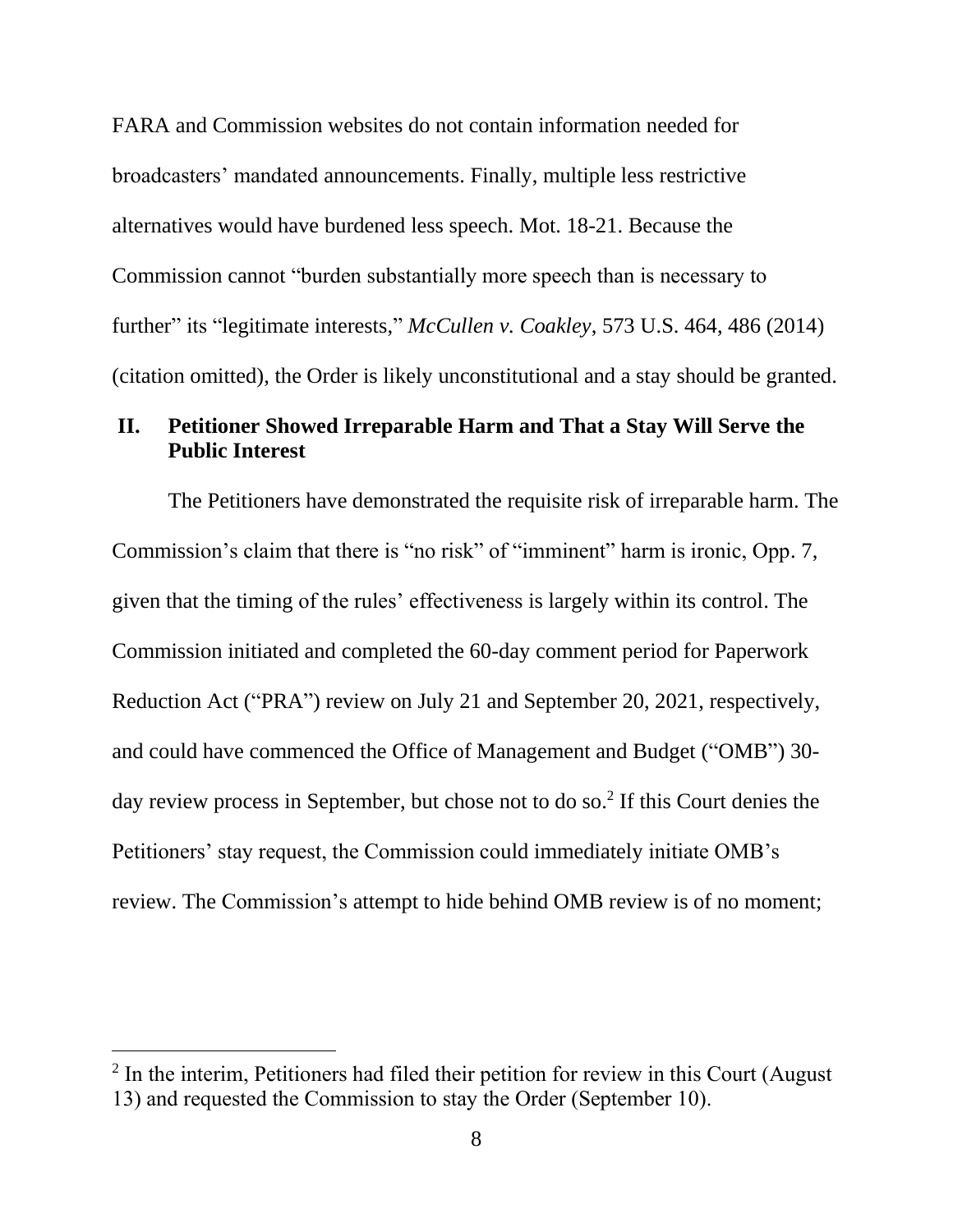FARA and Commission websites do not contain information needed for broadcasters' mandated announcements. Finally, multiple less restrictive alternatives would have burdened less speech. Mot. 18-21. Because the Commission cannot "burden substantially more speech than is necessary to further" its "legitimate interests," *McCullen v. Coakley*, 573 U.S. 464, 486 (2014) (citation omitted), the Order is likely unconstitutional and a stay should be granted.

## II. Petitioner Showed Irreparable Harm and That a Stay Will Serve the Public Interest

The Petitioners have demonstrated the requisite risk of irreparable harm. The Commission's claim that there is "no risk" of "imminent" harm is ironic, Opp. 7, given that the timing of the rules' effectiveness is largely within its control. The Commission initiated and completed the 60-day comment period for Paperwork Reduction Act ("PRA") review on July 21 and September 20, 2021, respectively, and could have commenced the Office of Management and Budget ("OMB") 30-day review process in September, but chose not to do so.[2] If this Court denies the Petitioners' stay request, the Commission could immediately initiate OMB's review. The Commission's attempt to hide behind OMB review is of no moment;

[2] In the interim, Petitioners had filed their petition for review in this Court (August 13) and requested the Commission to stay the Order (September 10).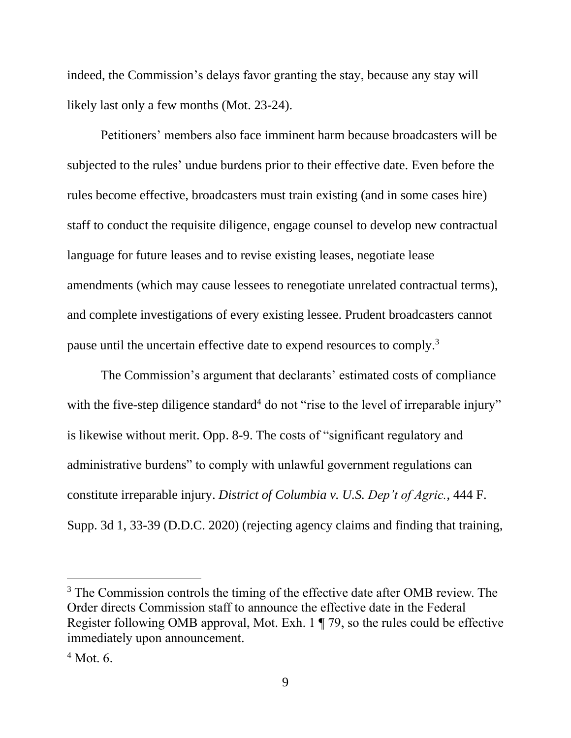indeed, the Commission's delays favor granting the stay, because any stay will likely last only a few months (Mot. 23-24).

Petitioners' members also face imminent harm because broadcasters will be subjected to the rules' undue burdens prior to their effective date. Even before the rules become effective, broadcasters must train existing (and in some cases hire) staff to conduct the requisite diligence, engage counsel to develop new contractual language for future leases and to revise existing leases, negotiate lease amendments (which may cause lessees to renegotiate unrelated contractual terms), and complete investigations of every existing lessee. Prudent broadcasters cannot pause until the uncertain effective date to expend resources to comply.[3]

The Commission's argument that declarants' estimated costs of compliance with the five-step diligence standard[4] do not "rise to the level of irreparable injury" is likewise without merit. Opp. 8-9. The costs of "significant regulatory and administrative burdens" to comply with unlawful government regulations can constitute irreparable injury. *District of Columbia v. U.S. Dep't of Agric.*, 444 F. Supp. 3d 1, 33-39 (D.D.C. 2020) (rejecting agency claims and finding that training,

---

[3] The Commission controls the timing of the effective date after OMB review. The Order directs Commission staff to announce the effective date in the Federal Register following OMB approval, Mot. Exh. 1 ¶ 79, so the rules could be effective immediately upon announcement.

[4] Mot. 6.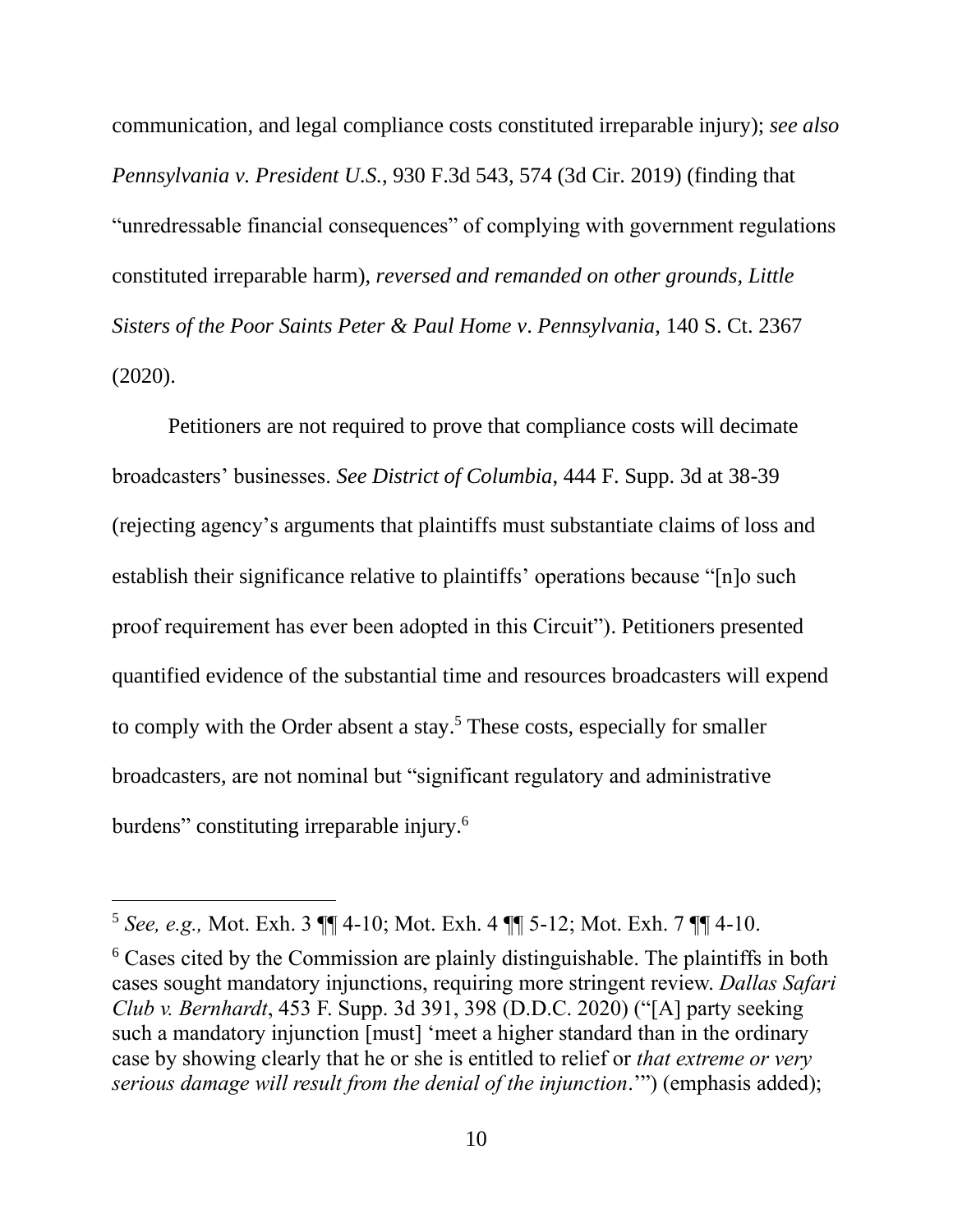communication, and legal compliance costs constituted irreparable injury); *see also Pennsylvania v. President U.S.*, 930 F.3d 543, 574 (3d Cir. 2019) (finding that "unredressable financial consequences" of complying with government regulations constituted irreparable harm), *reversed and remanded on other grounds, Little Sisters of the Poor Saints Peter & Paul Home v. Pennsylvania*, 140 S. Ct. 2367 (2020).

Petitioners are not required to prove that compliance costs will decimate broadcasters' businesses. *See District of Columbia*, 444 F. Supp. 3d at 38-39 (rejecting agency's arguments that plaintiffs must substantiate claims of loss and establish their significance relative to plaintiffs' operations because "[n]o such proof requirement has ever been adopted in this Circuit"). Petitioners presented quantified evidence of the substantial time and resources broadcasters will expend to comply with the Order absent a stay.[5] These costs, especially for smaller broadcasters, are not nominal but "significant regulatory and administrative burdens" constituting irreparable injury.[6]

---

[5] *See, e.g.,* Mot. Exh. 3 ¶¶ 4-10; Mot. Exh. 4 ¶¶ 5-12; Mot. Exh. 7 ¶¶ 4-10.

[6] Cases cited by the Commission are plainly distinguishable. The plaintiffs in both cases sought mandatory injunctions, requiring more stringent review. *Dallas Safari Club v. Bernhardt*, 453 F. Supp. 3d 391, 398 (D.D.C. 2020) ("[A] party seeking such a mandatory injunction [must] 'meet a higher standard than in the ordinary case by showing clearly that he or she is entitled to relief or *that extreme or very serious damage will result from the denial of the injunction*.'") (emphasis added);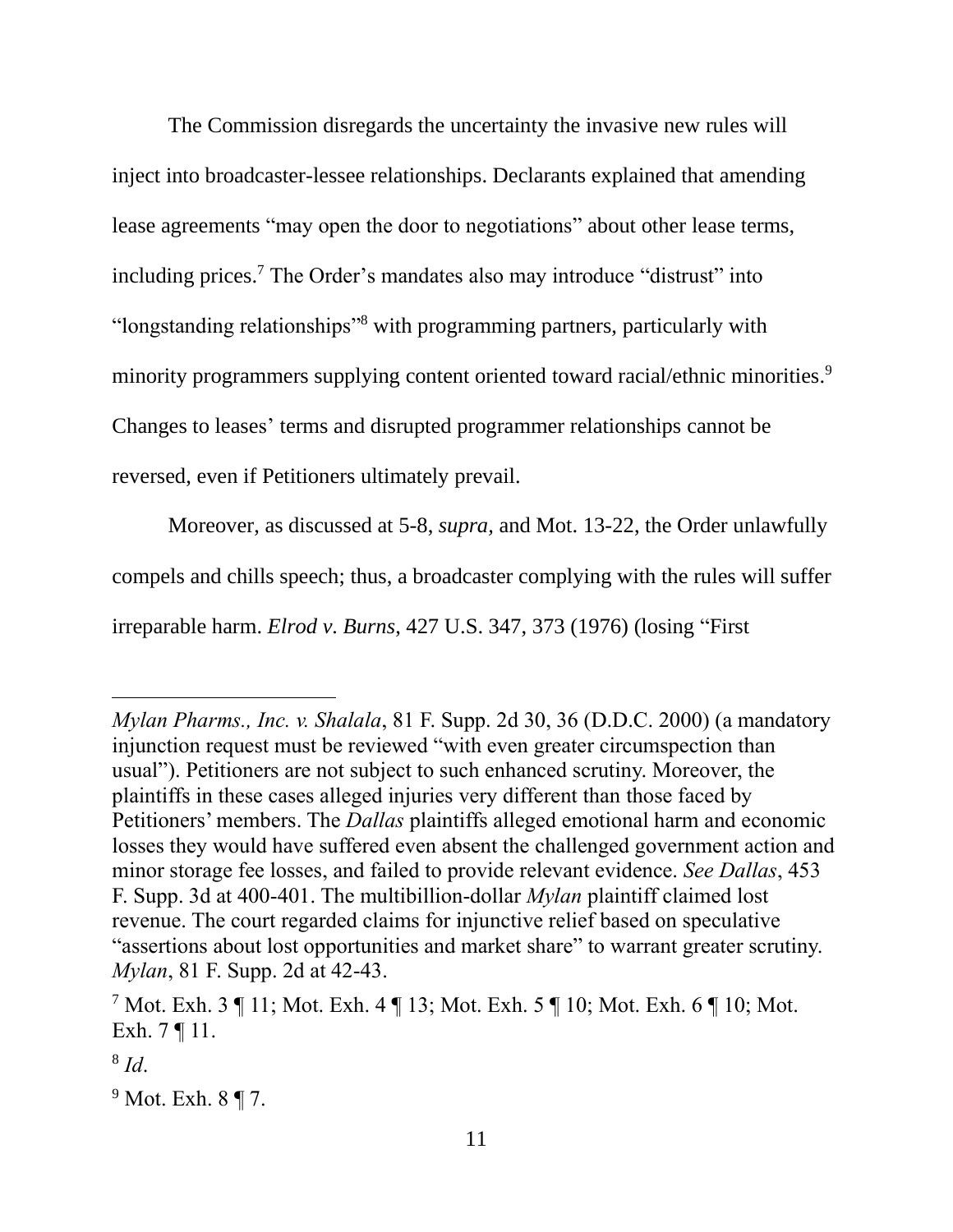The Commission disregards the uncertainty the invasive new rules will inject into broadcaster-lessee relationships. Declarants explained that amending lease agreements "may open the door to negotiations" about other lease terms, including prices.[7] The Order's mandates also may introduce "distrust" into "longstanding relationships"[8] with programming partners, particularly with minority programmers supplying content oriented toward racial/ethnic minorities.[9] Changes to leases' terms and disrupted programmer relationships cannot be reversed, even if Petitioners ultimately prevail.

Moreover, as discussed at 5-8, *supra,* and Mot. 13-22, the Order unlawfully compels and chills speech; thus, a broadcaster complying with the rules will suffer irreparable harm. *Elrod v. Burns,* 427 U.S. 347, 373 (1976) (losing "First

---

*Mylan Pharms., Inc. v. Shalala*, 81 F. Supp. 2d 30, 36 (D.D.C. 2000) (a mandatory injunction request must be reviewed "with even greater circumspection than usual"). Petitioners are not subject to such enhanced scrutiny. Moreover, the plaintiffs in these cases alleged injuries very different than those faced by Petitioners' members. The *Dallas* plaintiffs alleged emotional harm and economic losses they would have suffered even absent the challenged government action and minor storage fee losses, and failed to provide relevant evidence. *See Dallas*, 453 F. Supp. 3d at 400-401. The multibillion-dollar *Mylan* plaintiff claimed lost revenue. The court regarded claims for injunctive relief based on speculative "assertions about lost opportunities and market share" to warrant greater scrutiny. *Mylan*, 81 F. Supp. 2d at 42-43.

[7] Mot. Exh. 3 ¶ 11; Mot. Exh. 4 ¶ 13; Mot. Exh. 5 ¶ 10; Mot. Exh. 6 ¶ 10; Mot. Exh. 7 ¶ 11.

[8] *Id*.

[9] Mot. Exh. 8 ¶ 7.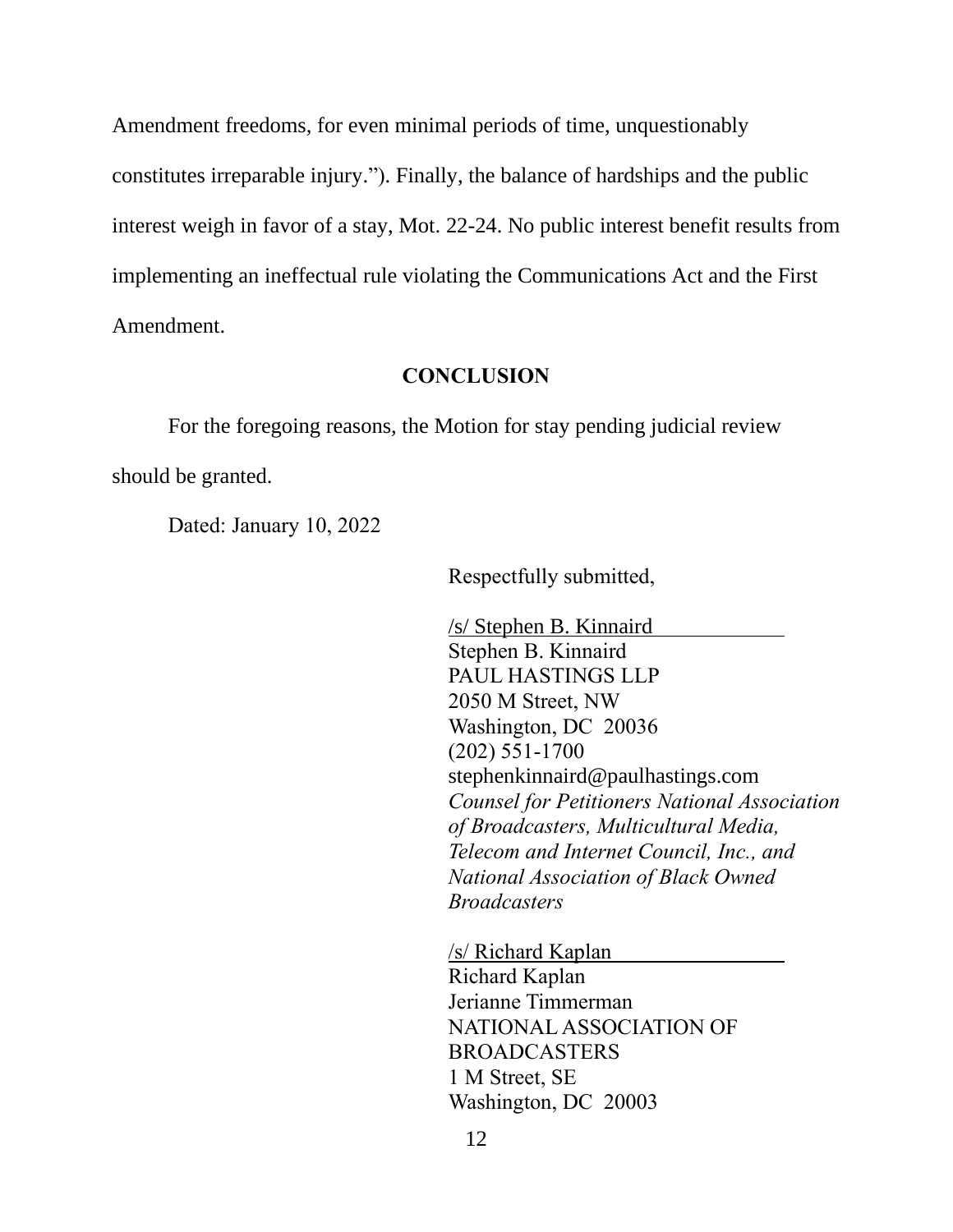Amendment freedoms, for even minimal periods of time, unquestionably constitutes irreparable injury."). Finally, the balance of hardships and the public interest weigh in favor of a stay, Mot. 22-24. No public interest benefit results from implementing an ineffectual rule violating the Communications Act and the First Amendment.

## CONCLUSION

For the foregoing reasons, the Motion for stay pending judicial review should be granted.

Dated: January 10, 2022

Respectfully submitted,

/s/ Stephen B. Kinnaird  
Stephen B. Kinnaird  
PAUL HASTINGS LLP  
2050 M Street, NW  
Washington, DC 20036  
(202) 551-1700  
stephenkinnaird@paulhastings.com  
*Counsel for Petitioners National Association of Broadcasters, Multicultural Media, Telecom and Internet Council, Inc., and National Association of Black Owned Broadcasters*

/s/ Richard Kaplan  
Richard Kaplan  
Jerianne Timmerman  
NATIONAL ASSOCIATION OF BROADCASTERS  
1 M Street, SE  
Washington, DC 20003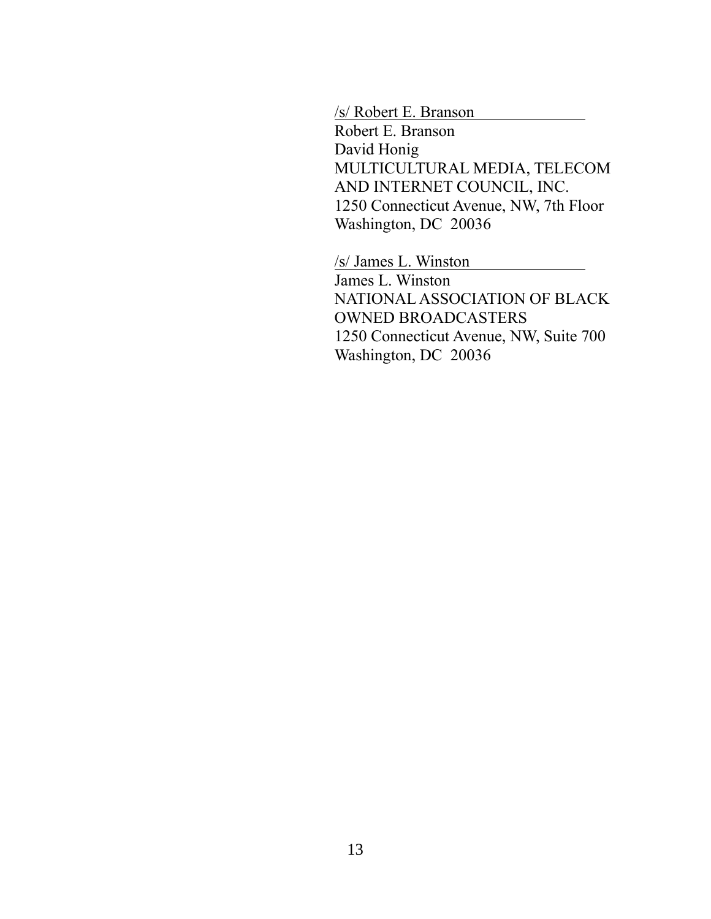/s/ Robert E. Branson

Robert E. Branson
David Honig
MULTICULTURAL MEDIA, TELECOM AND INTERNET COUNCIL, INC.
1250 Connecticut Avenue, NW, 7th Floor
Washington, DC 20036

/s/ James L. Winston

James L. Winston
NATIONAL ASSOCIATION OF BLACK OWNED BROADCASTERS
1250 Connecticut Avenue, NW, Suite 700
Washington, DC 20036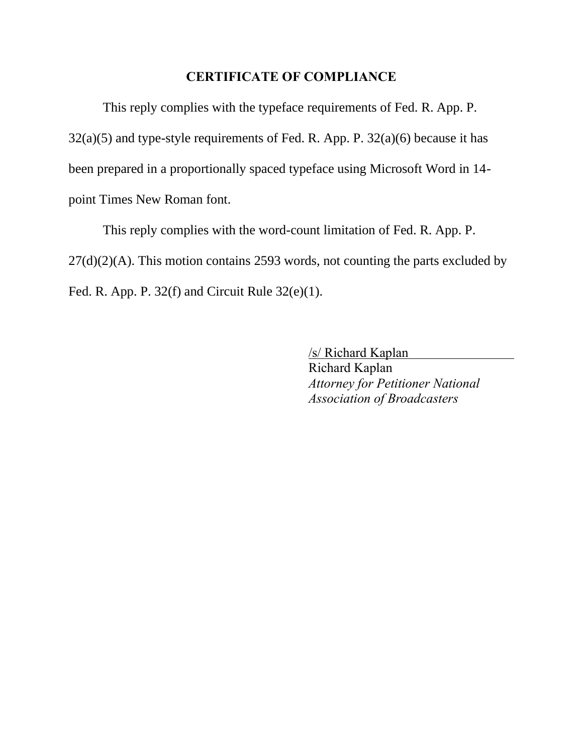## CERTIFICATE OF COMPLIANCE

This reply complies with the typeface requirements of Fed. R. App. P. 32(a)(5) and type-style requirements of Fed. R. App. P. 32(a)(6) because it has been prepared in a proportionally spaced typeface using Microsoft Word in 14-point Times New Roman font.

This reply complies with the word-count limitation of Fed. R. App. P. 27(d)(2)(A). This motion contains 2593 words, not counting the parts excluded by Fed. R. App. P. 32(f) and Circuit Rule 32(e)(1).

/s/ Richard Kaplan
Richard Kaplan
*Attorney for Petitioner National Association of Broadcasters*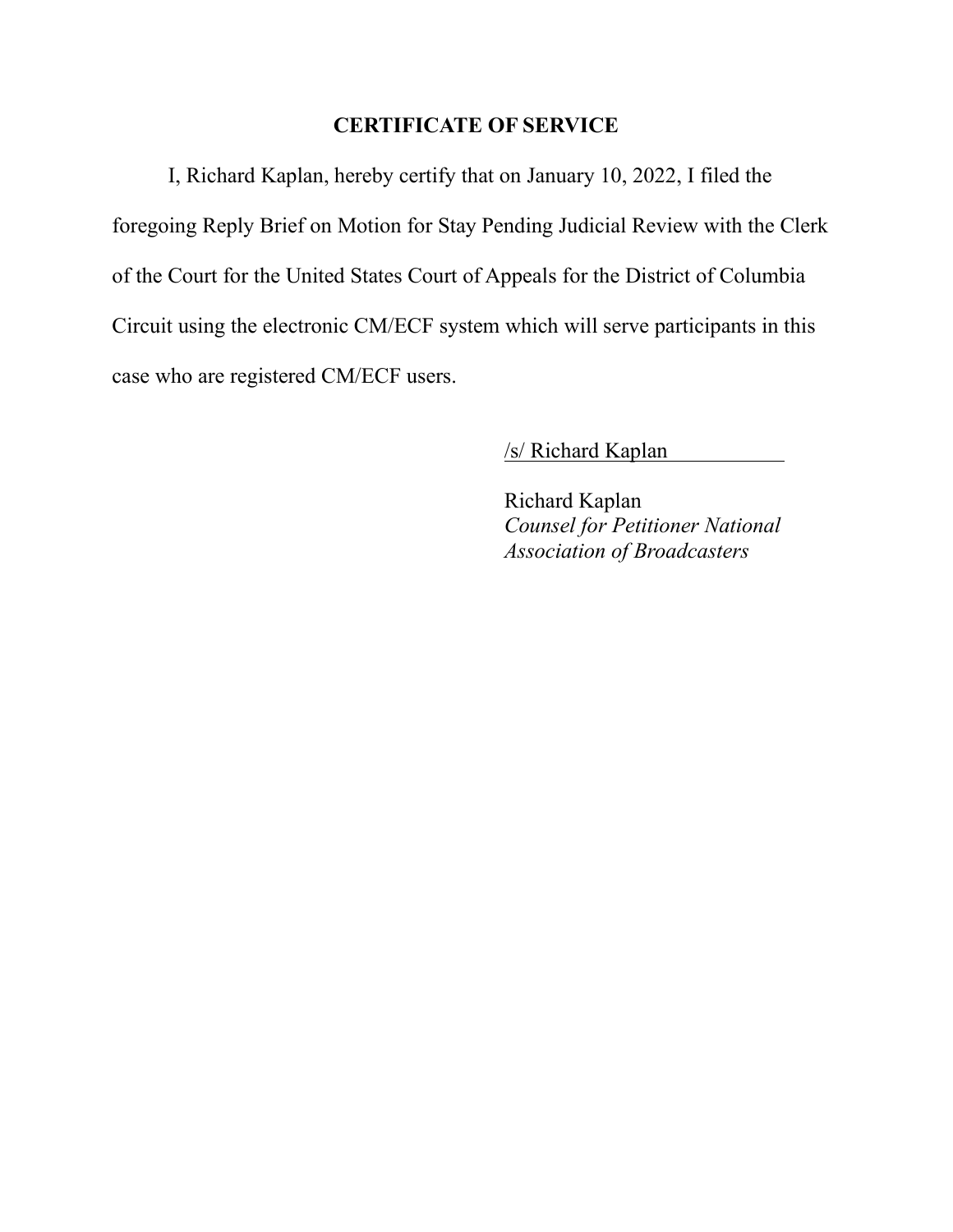## CERTIFICATE OF SERVICE

I, Richard Kaplan, hereby certify that on January 10, 2022, I filed the foregoing Reply Brief on Motion for Stay Pending Judicial Review with the Clerk of the Court for the United States Court of Appeals for the District of Columbia Circuit using the electronic CM/ECF system which will serve participants in this case who are registered CM/ECF users.

/s/ Richard Kaplan

Richard Kaplan
*Counsel for Petitioner National Association of Broadcasters*